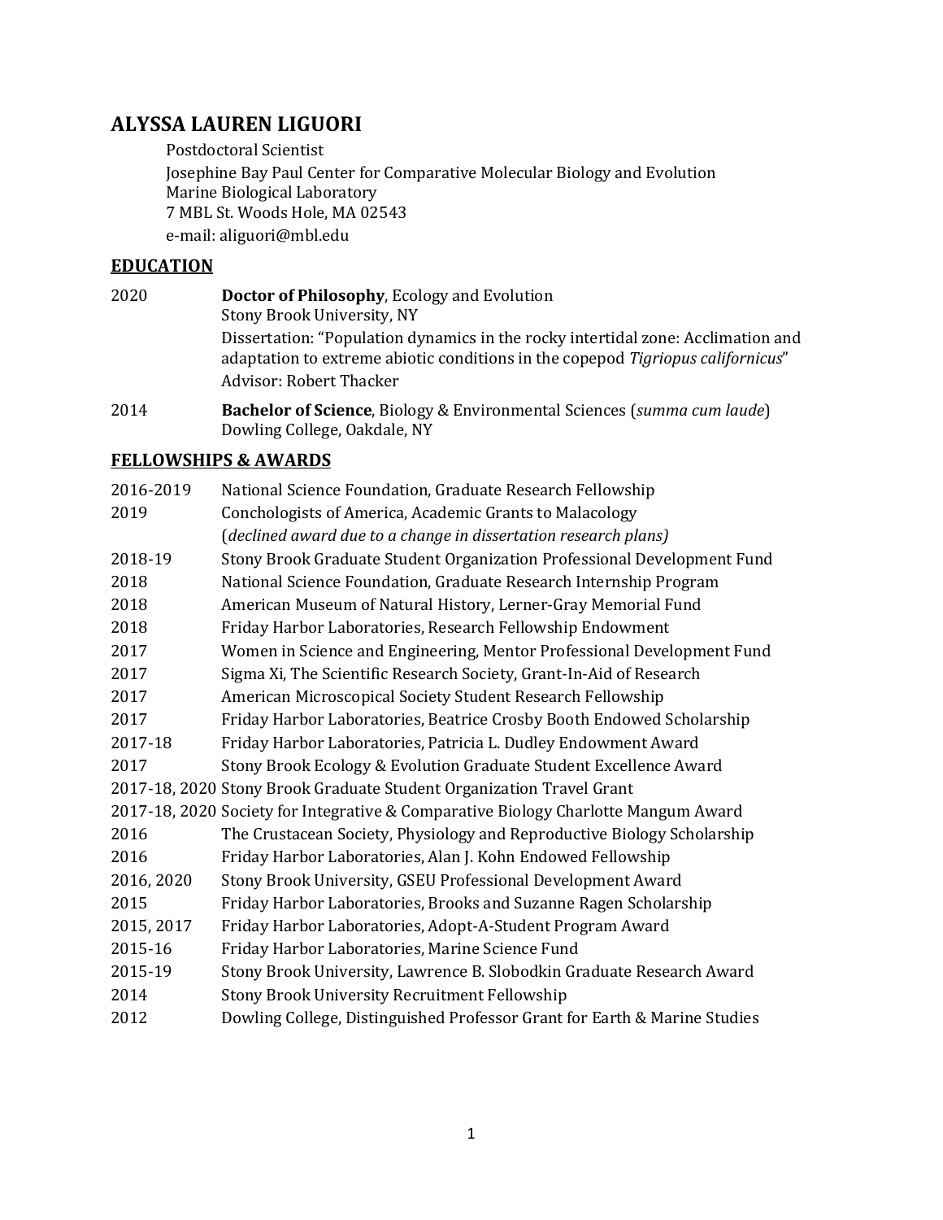# ALYSSA LAUREN LIGUORI

Postdoctoral Scientist
Josephine Bay Paul Center for Comparative Molecular Biology and Evolution
Marine Biological Laboratory
7 MBL St. Woods Hole, MA 02543
e-mail: aliguori@mbl.edu

## EDUCATION

2020 **Doctor of Philosophy**, Ecology and Evolution
Stony Brook University, NY
Dissertation: "Population dynamics in the rocky intertidal zone: Acclimation and adaptation to extreme abiotic conditions in the copepod *Tigriopus californicus*"
Advisor: Robert Thacker

2014 **Bachelor of Science**, Biology & Environmental Sciences (*summa cum laude*)
Dowling College, Oakdale, NY

## FELLOWSHIPS & AWARDS

| | |
|---|---|
| 2016-2019 | National Science Foundation, Graduate Research Fellowship |
| 2019 | Conchologists of America, Academic Grants to Malacology (*declined award due to a change in dissertation research plans)* |
| 2018-19 | Stony Brook Graduate Student Organization Professional Development Fund |
| 2018 | National Science Foundation, Graduate Research Internship Program |
| 2018 | American Museum of Natural History, Lerner-Gray Memorial Fund |
| 2018 | Friday Harbor Laboratories, Research Fellowship Endowment |
| 2017 | Women in Science and Engineering, Mentor Professional Development Fund |
| 2017 | Sigma Xi, The Scientific Research Society, Grant-In-Aid of Research |
| 2017 | American Microscopical Society Student Research Fellowship |
| 2017 | Friday Harbor Laboratories, Beatrice Crosby Booth Endowed Scholarship |
| 2017-18 | Friday Harbor Laboratories, Patricia L. Dudley Endowment Award |
| 2017 | Stony Brook Ecology & Evolution Graduate Student Excellence Award |
| 2017-18, 2020 | Stony Brook Graduate Student Organization Travel Grant |
| 2017-18, 2020 | Society for Integrative & Comparative Biology Charlotte Mangum Award |
| 2016 | The Crustacean Society, Physiology and Reproductive Biology Scholarship |
| 2016 | Friday Harbor Laboratories, Alan J. Kohn Endowed Fellowship |
| 2016, 2020 | Stony Brook University, GSEU Professional Development Award |
| 2015 | Friday Harbor Laboratories, Brooks and Suzanne Ragen Scholarship |
| 2015, 2017 | Friday Harbor Laboratories, Adopt-A-Student Program Award |
| 2015-16 | Friday Harbor Laboratories, Marine Science Fund |
| 2015-19 | Stony Brook University, Lawrence B. Slobodkin Graduate Research Award |
| 2014 | Stony Brook University Recruitment Fellowship |
| 2012 | Dowling College, Distinguished Professor Grant for Earth & Marine Studies |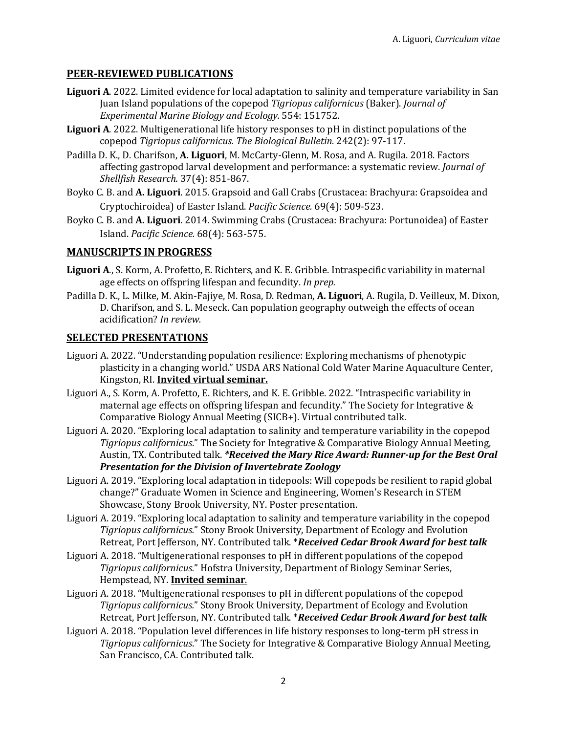## PEER-REVIEWED PUBLICATIONS

**Liguori A**. 2022. Limited evidence for local adaptation to salinity and temperature variability in San Juan Island populations of the copepod *Tigriopus californicus* (Baker). *Journal of Experimental Marine Biology and Ecology.* 554: 151752.

**Liguori A**. 2022. Multigenerational life history responses to pH in distinct populations of the copepod *Tigriopus californicus. The Biological Bulletin.* 242(2): 97-117.

Padilla D. K., D. Charifson, **A. Liguori**, M. McCarty-Glenn, M. Rosa, and A. Rugila. 2018. Factors affecting gastropod larval development and performance: a systematic review. *Journal of Shellfish Research.* 37(4): 851-867.

Boyko C. B. and **A. Liguori**. 2015. Grapsoid and Gall Crabs (Crustacea: Brachyura: Grapsoidea and Cryptochiroidea) of Easter Island. *Pacific Science.* 69(4): 509-523.

Boyko C. B. and **A. Liguori**. 2014. Swimming Crabs (Crustacea: Brachyura: Portunoidea) of Easter Island. *Pacific Science.* 68(4): 563-575.

## MANUSCRIPTS IN PROGRESS

**Liguori A**., S. Korm, A. Profetto, E. Richters, and K. E. Gribble. Intraspecific variability in maternal age effects on offspring lifespan and fecundity. *In prep.*

Padilla D. K., L. Milke, M. Akin-Fajiye, M. Rosa, D. Redman, **A. Liguori**, A. Rugila, D. Veilleux, M. Dixon, D. Charifson, and S. L. Meseck. Can population geography outweigh the effects of ocean acidification? *In review.*

## SELECTED PRESENTATIONS

Liguori A. 2022. "Understanding population resilience: Exploring mechanisms of phenotypic plasticity in a changing world." USDA ARS National Cold Water Marine Aquaculture Center, Kingston, RI. **Invited virtual seminar.**

Liguori A., S. Korm, A. Profetto, E. Richters, and K. E. Gribble. 2022. "Intraspecific variability in maternal age effects on offspring lifespan and fecundity." The Society for Integrative & Comparative Biology Annual Meeting (SICB+). Virtual contributed talk.

Liguori A. 2020. "Exploring local adaptation to salinity and temperature variability in the copepod *Tigriopus californicus*." The Society for Integrative & Comparative Biology Annual Meeting, Austin, TX. Contributed talk. ***\*Received the Mary Rice Award: Runner-up for the Best Oral Presentation for the Division of Invertebrate Zoology***

Liguori A. 2019. "Exploring local adaptation in tidepools: Will copepods be resilient to rapid global change?" Graduate Women in Science and Engineering, Women's Research in STEM Showcase, Stony Brook University, NY. Poster presentation.

Liguori A. 2019. "Exploring local adaptation to salinity and temperature variability in the copepod *Tigriopus californicus*." Stony Brook University, Department of Ecology and Evolution Retreat, Port Jefferson, NY. Contributed talk. \****Received Cedar Brook Award for best talk***

Liguori A. 2018. "Multigenerational responses to pH in different populations of the copepod *Tigriopus californicus*." Hofstra University, Department of Biology Seminar Series, Hempstead, NY. **Invited seminar**.

Liguori A. 2018. "Multigenerational responses to pH in different populations of the copepod *Tigriopus californicus*." Stony Brook University, Department of Ecology and Evolution Retreat, Port Jefferson, NY. Contributed talk. \****Received Cedar Brook Award for best talk***

Liguori A. 2018. "Population level differences in life history responses to long-term pH stress in *Tigriopus californicus*." The Society for Integrative & Comparative Biology Annual Meeting, San Francisco, CA. Contributed talk.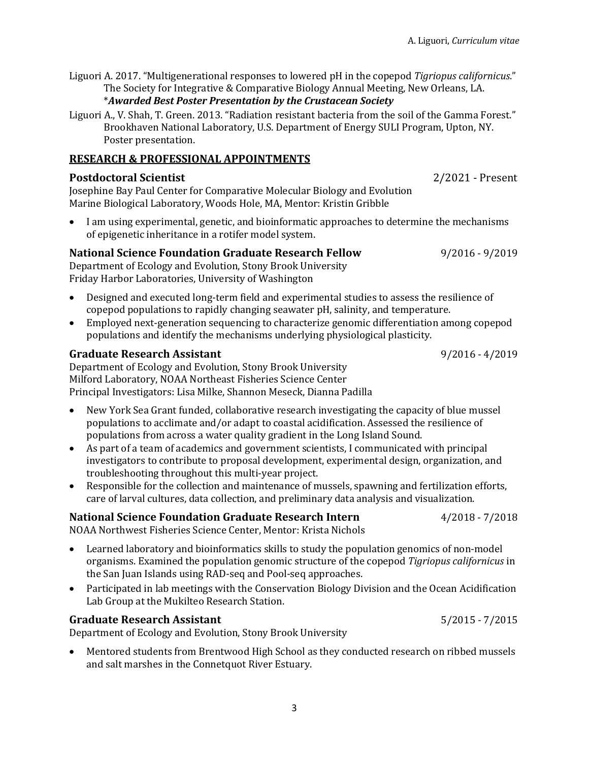Liguori A. 2017. "Multigenerational responses to lowered pH in the copepod *Tigriopus californicus*." The Society for Integrative & Comparative Biology Annual Meeting, New Orleans, LA. *\****Awarded Best Poster Presentation by the Crustacean Society***

Liguori A., V. Shah, T. Green. 2013. "Radiation resistant bacteria from the soil of the Gamma Forest." Brookhaven National Laboratory, U.S. Department of Energy SULI Program, Upton, NY. Poster presentation.

## RESEARCH & PROFESSIONAL APPOINTMENTS

**Postdoctoral Scientist** 2/2021 - Present
Josephine Bay Paul Center for Comparative Molecular Biology and Evolution
Marine Biological Laboratory, Woods Hole, MA, Mentor: Kristin Gribble

- I am using experimental, genetic, and bioinformatic approaches to determine the mechanisms of epigenetic inheritance in a rotifer model system.

**National Science Foundation Graduate Research Fellow** 9/2016 - 9/2019
Department of Ecology and Evolution, Stony Brook University
Friday Harbor Laboratories, University of Washington

- Designed and executed long-term field and experimental studies to assess the resilience of copepod populations to rapidly changing seawater pH, salinity, and temperature.
- Employed next-generation sequencing to characterize genomic differentiation among copepod populations and identify the mechanisms underlying physiological plasticity.

**Graduate Research Assistant** 9/2016 - 4/2019
Department of Ecology and Evolution, Stony Brook University
Milford Laboratory, NOAA Northeast Fisheries Science Center
Principal Investigators: Lisa Milke, Shannon Meseck, Dianna Padilla

- New York Sea Grant funded, collaborative research investigating the capacity of blue mussel populations to acclimate and/or adapt to coastal acidification. Assessed the resilience of populations from across a water quality gradient in the Long Island Sound.
- As part of a team of academics and government scientists, I communicated with principal investigators to contribute to proposal development, experimental design, organization, and troubleshooting throughout this multi-year project.
- Responsible for the collection and maintenance of mussels, spawning and fertilization efforts, care of larval cultures, data collection, and preliminary data analysis and visualization.

**National Science Foundation Graduate Research Intern** 4/2018 - 7/2018
NOAA Northwest Fisheries Science Center, Mentor: Krista Nichols

- Learned laboratory and bioinformatics skills to study the population genomics of non-model organisms. Examined the population genomic structure of the copepod *Tigriopus californicus* in the San Juan Islands using RAD-seq and Pool-seq approaches.
- Participated in lab meetings with the Conservation Biology Division and the Ocean Acidification Lab Group at the Mukilteo Research Station.

**Graduate Research Assistant** 5/2015 - 7/2015
Department of Ecology and Evolution, Stony Brook University

- Mentored students from Brentwood High School as they conducted research on ribbed mussels and salt marshes in the Connetquot River Estuary.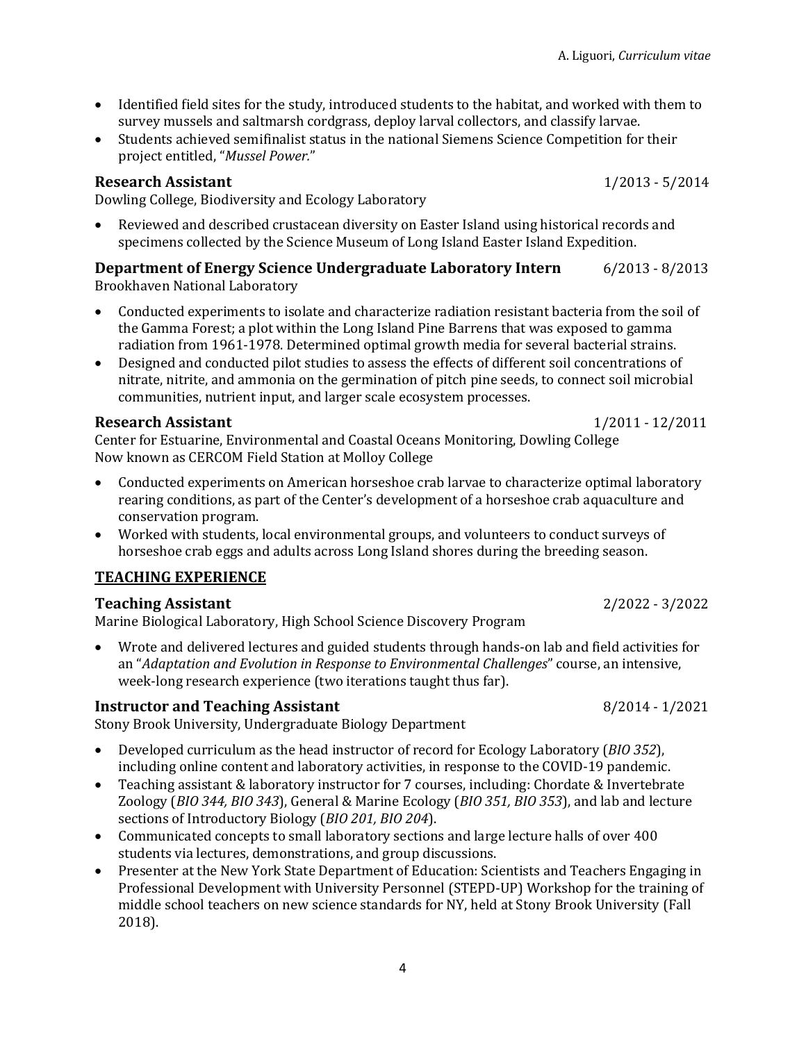- Identified field sites for the study, introduced students to the habitat, and worked with them to survey mussels and saltmarsh cordgrass, deploy larval collectors, and classify larvae.
- Students achieved semifinalist status in the national Siemens Science Competition for their project entitled, "*Mussel Power.*"

**Research Assistant** 1/2013 - 5/2014
Dowling College, Biodiversity and Ecology Laboratory

- Reviewed and described crustacean diversity on Easter Island using historical records and specimens collected by the Science Museum of Long Island Easter Island Expedition.

**Department of Energy Science Undergraduate Laboratory Intern** 6/2013 - 8/2013
Brookhaven National Laboratory

- Conducted experiments to isolate and characterize radiation resistant bacteria from the soil of the Gamma Forest; a plot within the Long Island Pine Barrens that was exposed to gamma radiation from 1961-1978. Determined optimal growth media for several bacterial strains.
- Designed and conducted pilot studies to assess the effects of different soil concentrations of nitrate, nitrite, and ammonia on the germination of pitch pine seeds, to connect soil microbial communities, nutrient input, and larger scale ecosystem processes.

**Research Assistant** 1/2011 - 12/2011
Center for Estuarine, Environmental and Coastal Oceans Monitoring, Dowling College
Now known as CERCOM Field Station at Molloy College

- Conducted experiments on American horseshoe crab larvae to characterize optimal laboratory rearing conditions, as part of the Center's development of a horseshoe crab aquaculture and conservation program.
- Worked with students, local environmental groups, and volunteers to conduct surveys of horseshoe crab eggs and adults across Long Island shores during the breeding season.

## TEACHING EXPERIENCE

**Teaching Assistant** 2/2022 - 3/2022
Marine Biological Laboratory, High School Science Discovery Program

- Wrote and delivered lectures and guided students through hands-on lab and field activities for an "*Adaptation and Evolution in Response to Environmental Challenges*" course, an intensive, week-long research experience (two iterations taught thus far).

**Instructor and Teaching Assistant** 8/2014 - 1/2021
Stony Brook University, Undergraduate Biology Department

- Developed curriculum as the head instructor of record for Ecology Laboratory (*BIO 352*), including online content and laboratory activities, in response to the COVID-19 pandemic.
- Teaching assistant & laboratory instructor for 7 courses, including: Chordate & Invertebrate Zoology (*BIO 344, BIO 343*), General & Marine Ecology (*BIO 351, BIO 353*), and lab and lecture sections of Introductory Biology (*BIO 201, BIO 204*).
- Communicated concepts to small laboratory sections and large lecture halls of over 400 students via lectures, demonstrations, and group discussions.
- Presenter at the New York State Department of Education: Scientists and Teachers Engaging in Professional Development with University Personnel (STEPD-UP) Workshop for the training of middle school teachers on new science standards for NY, held at Stony Brook University (Fall 2018).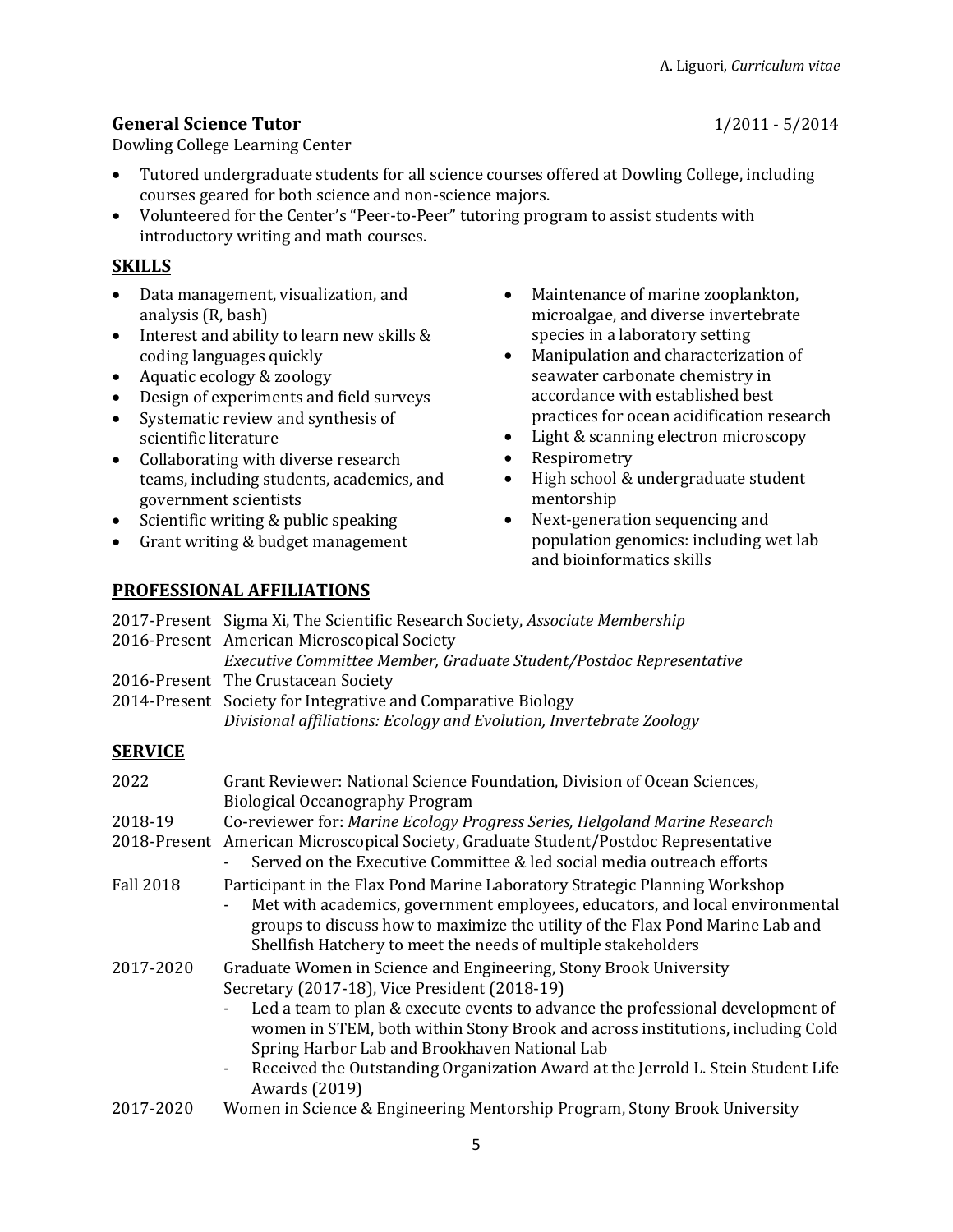**General Science Tutor** 1/2011 - 5/2014

Dowling College Learning Center

- Tutored undergraduate students for all science courses offered at Dowling College, including courses geared for both science and non-science majors.
- Volunteered for the Center's "Peer-to-Peer" tutoring program to assist students with introductory writing and math courses.

## SKILLS

- Data management, visualization, and analysis (R, bash)
- Interest and ability to learn new skills & coding languages quickly
- Aquatic ecology & zoology
- Design of experiments and field surveys
- Systematic review and synthesis of scientific literature
- Collaborating with diverse research teams, including students, academics, and government scientists
- Scientific writing & public speaking
- Grant writing & budget management
- Maintenance of marine zooplankton, microalgae, and diverse invertebrate species in a laboratory setting
- Manipulation and characterization of seawater carbonate chemistry in accordance with established best practices for ocean acidification research
- Light & scanning electron microscopy
- Respirometry
- High school & undergraduate student mentorship
- Next-generation sequencing and population genomics: including wet lab and bioinformatics skills

## PROFESSIONAL AFFILIATIONS

2017-Present Sigma Xi, The Scientific Research Society, *Associate Membership*

2016-Present American Microscopical Society
*Executive Committee Member, Graduate Student/Postdoc Representative*

2016-Present The Crustacean Society

2014-Present Society for Integrative and Comparative Biology
*Divisional affiliations: Ecology and Evolution, Invertebrate Zoology*

## SERVICE

2022 Grant Reviewer: National Science Foundation, Division of Ocean Sciences, Biological Oceanography Program

2018-19 Co-reviewer for: *Marine Ecology Progress Series, Helgoland Marine Research*

2018-Present American Microscopical Society, Graduate Student/Postdoc Representative
- Served on the Executive Committee & led social media outreach efforts

Fall 2018 Participant in the Flax Pond Marine Laboratory Strategic Planning Workshop
- Met with academics, government employees, educators, and local environmental groups to discuss how to maximize the utility of the Flax Pond Marine Lab and Shellfish Hatchery to meet the needs of multiple stakeholders

2017-2020 Graduate Women in Science and Engineering, Stony Brook University
Secretary (2017-18), Vice President (2018-19)
- Led a team to plan & execute events to advance the professional development of women in STEM, both within Stony Brook and across institutions, including Cold Spring Harbor Lab and Brookhaven National Lab
- Received the Outstanding Organization Award at the Jerrold L. Stein Student Life Awards (2019)

2017-2020 Women in Science & Engineering Mentorship Program, Stony Brook University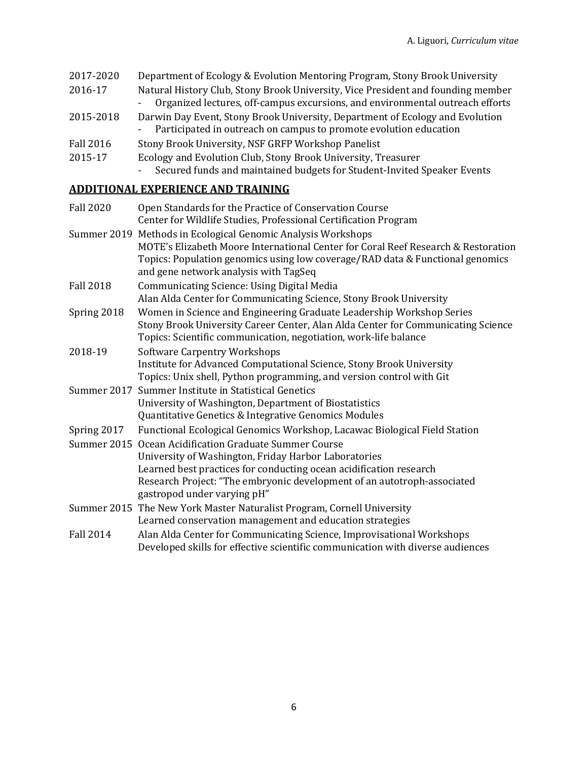2017-2020 Department of Ecology & Evolution Mentoring Program, Stony Brook University

2016-17 Natural History Club, Stony Brook University, Vice President and founding member
- Organized lectures, off-campus excursions, and environmental outreach efforts

2015-2018 Darwin Day Event, Stony Brook University, Department of Ecology and Evolution
- Participated in outreach on campus to promote evolution education

Fall 2016 Stony Brook University, NSF GRFP Workshop Panelist

2015-17 Ecology and Evolution Club, Stony Brook University, Treasurer
- Secured funds and maintained budgets for Student-Invited Speaker Events

## ADDITIONAL EXPERIENCE AND TRAINING

Fall 2020 Open Standards for the Practice of Conservation Course
Center for Wildlife Studies, Professional Certification Program

Summer 2019 Methods in Ecological Genomic Analysis Workshops
MOTE's Elizabeth Moore International Center for Coral Reef Research & Restoration
Topics: Population genomics using low coverage/RAD data & Functional genomics and gene network analysis with TagSeq

Fall 2018 Communicating Science: Using Digital Media
Alan Alda Center for Communicating Science, Stony Brook University

Spring 2018 Women in Science and Engineering Graduate Leadership Workshop Series
Stony Brook University Career Center, Alan Alda Center for Communicating Science
Topics: Scientific communication, negotiation, work-life balance

2018-19 Software Carpentry Workshops
Institute for Advanced Computational Science, Stony Brook University
Topics: Unix shell, Python programming, and version control with Git

Summer 2017 Summer Institute in Statistical Genetics
University of Washington, Department of Biostatistics
Quantitative Genetics & Integrative Genomics Modules

Spring 2017 Functional Ecological Genomics Workshop, Lacawac Biological Field Station

Summer 2015 Ocean Acidification Graduate Summer Course
University of Washington, Friday Harbor Laboratories
Learned best practices for conducting ocean acidification research
Research Project: "The embryonic development of an autotroph-associated gastropod under varying pH"

Summer 2015 The New York Master Naturalist Program, Cornell University
Learned conservation management and education strategies

Fall 2014 Alan Alda Center for Communicating Science, Improvisational Workshops
Developed skills for effective scientific communication with diverse audiences